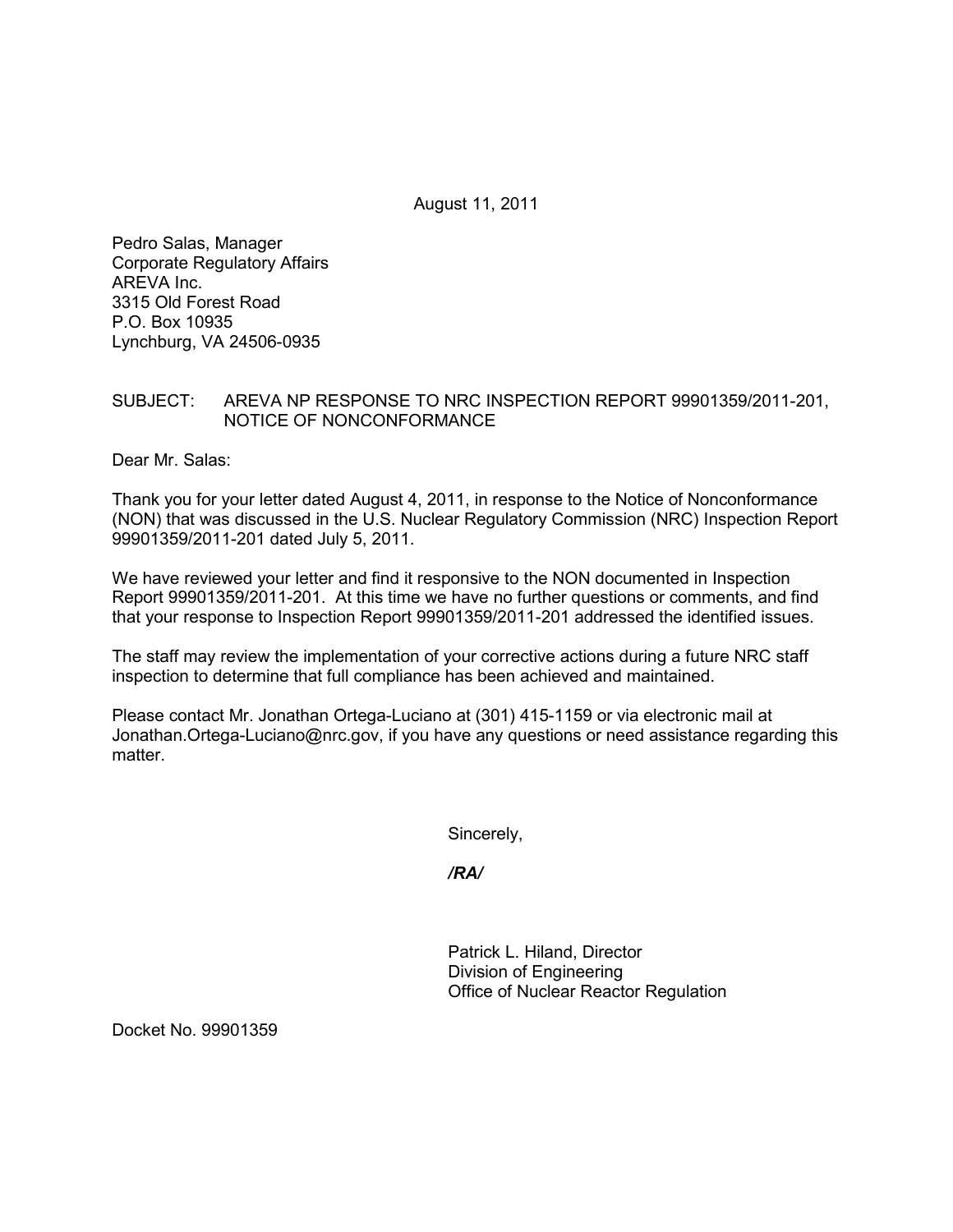August 11, 2011

Pedro Salas, Manager
Corporate Regulatory Affairs
AREVA Inc.
3315 Old Forest Road
P.O. Box 10935
Lynchburg, VA 24506-0935

SUBJECT: AREVA NP RESPONSE TO NRC INSPECTION REPORT 99901359/2011-201, NOTICE OF NONCONFORMANCE

Dear Mr. Salas:

Thank you for your letter dated August 4, 2011, in response to the Notice of Nonconformance (NON) that was discussed in the U.S. Nuclear Regulatory Commission (NRC) Inspection Report 99901359/2011-201 dated July 5, 2011.

We have reviewed your letter and find it responsive to the NON documented in Inspection Report 99901359/2011-201. At this time we have no further questions or comments, and find that your response to Inspection Report 99901359/2011-201 addressed the identified issues.

The staff may review the implementation of your corrective actions during a future NRC staff inspection to determine that full compliance has been achieved and maintained.

Please contact Mr. Jonathan Ortega-Luciano at (301) 415-1159 or via electronic mail at Jonathan.Ortega-Luciano@nrc.gov, if you have any questions or need assistance regarding this matter.

Sincerely,

***/RA/***

Patrick L. Hiland, Director
Division of Engineering
Office of Nuclear Reactor Regulation

Docket No. 99901359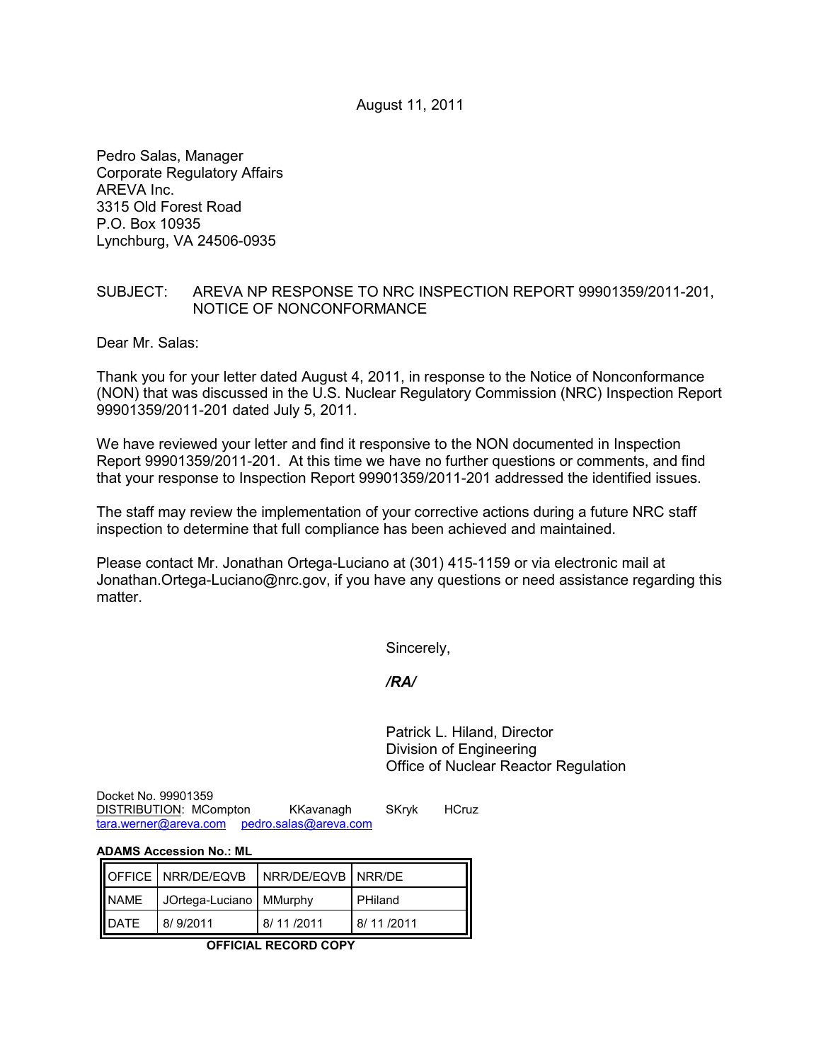August 11, 2011

Pedro Salas, Manager
Corporate Regulatory Affairs
AREVA Inc.
3315 Old Forest Road
P.O. Box 10935
Lynchburg, VA 24506-0935

SUBJECT: AREVA NP RESPONSE TO NRC INSPECTION REPORT 99901359/2011-201, NOTICE OF NONCONFORMANCE

Dear Mr. Salas:

Thank you for your letter dated August 4, 2011, in response to the Notice of Nonconformance (NON) that was discussed in the U.S. Nuclear Regulatory Commission (NRC) Inspection Report 99901359/2011-201 dated July 5, 2011.

We have reviewed your letter and find it responsive to the NON documented in Inspection Report 99901359/2011-201. At this time we have no further questions or comments, and find that your response to Inspection Report 99901359/2011-201 addressed the identified issues.

The staff may review the implementation of your corrective actions during a future NRC staff inspection to determine that full compliance has been achieved and maintained.

Please contact Mr. Jonathan Ortega-Luciano at (301) 415-1159 or via electronic mail at Jonathan.Ortega-Luciano@nrc.gov, if you have any questions or need assistance regarding this matter.

Sincerely,

*/RA/*

Patrick L. Hiland, Director
Division of Engineering
Office of Nuclear Reactor Regulation

Docket No. 99901359
DISTRIBUTION: MCompton KKavanagh SKryk HCruz
tara.werner@areva.com pedro.salas@areva.com

**ADAMS Accession No.: ML**

| | | | |
|---|---|---|---|
| OFFICE | NRR/DE/EQVB | NRR/DE/EQVB | NRR/DE |
| NAME | JOrtega-Luciano | MMurphy | PHiland |
| DATE | 8/ 9/2011 | 8/ 11 /2011 | 8/ 11 /2011 |

**OFFICIAL RECORD COPY**